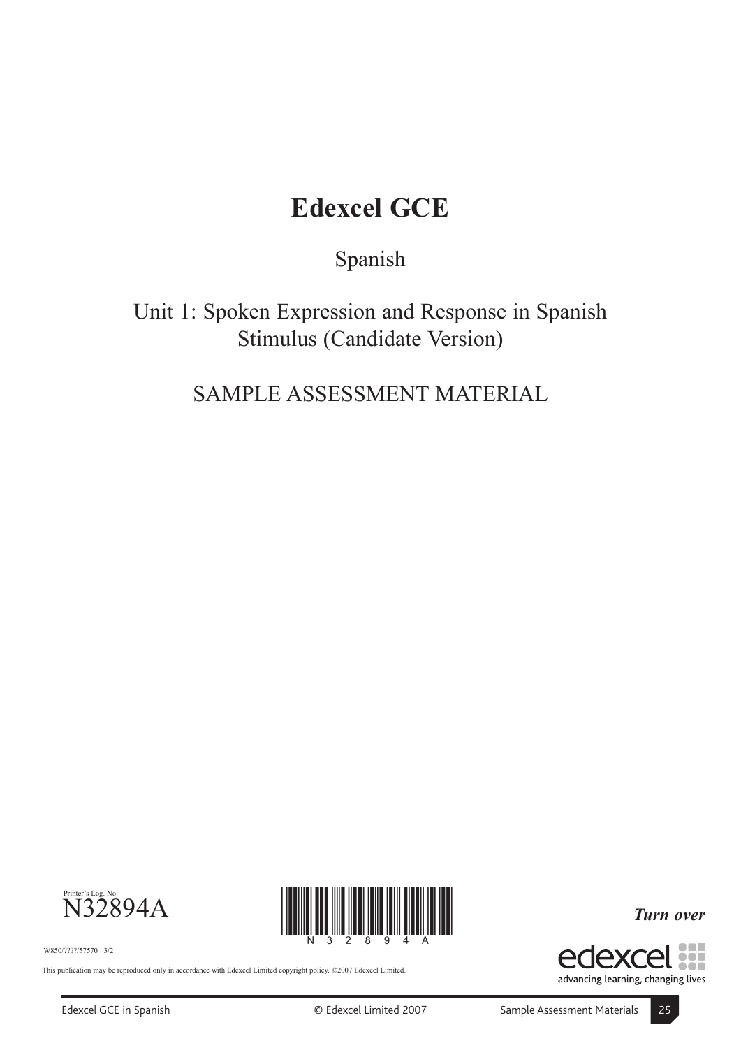# Edexcel GCE

Spanish

Unit 1: Spoken Expression and Response in Spanish
Stimulus (Candidate Version)

SAMPLE ASSESSMENT MATERIAL

Printer's Log. No.
N32894A

W850/????/57570 3/2

This publication may be reproduced only in accordance with Edexcel Limited copyright policy. ©2007 Edexcel Limited.

***Turn over***

edexcel
advancing learning, changing lives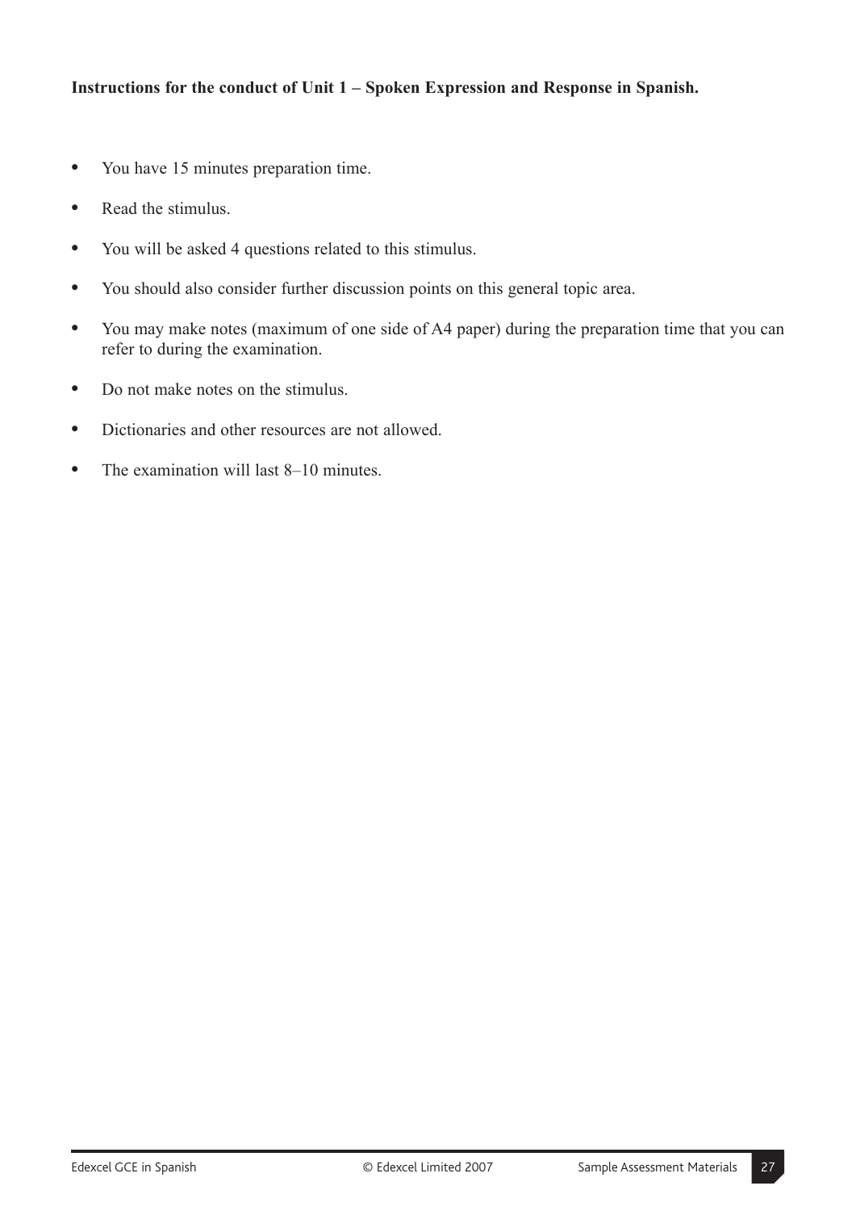**Instructions for the conduct of Unit 1 – Spoken Expression and Response in Spanish.**

- You have 15 minutes preparation time.
- Read the stimulus.
- You will be asked 4 questions related to this stimulus.
- You should also consider further discussion points on this general topic area.
- You may make notes (maximum of one side of A4 paper) during the preparation time that you can refer to during the examination.
- Do not make notes on the stimulus.
- Dictionaries and other resources are not allowed.
- The examination will last 8–10 minutes.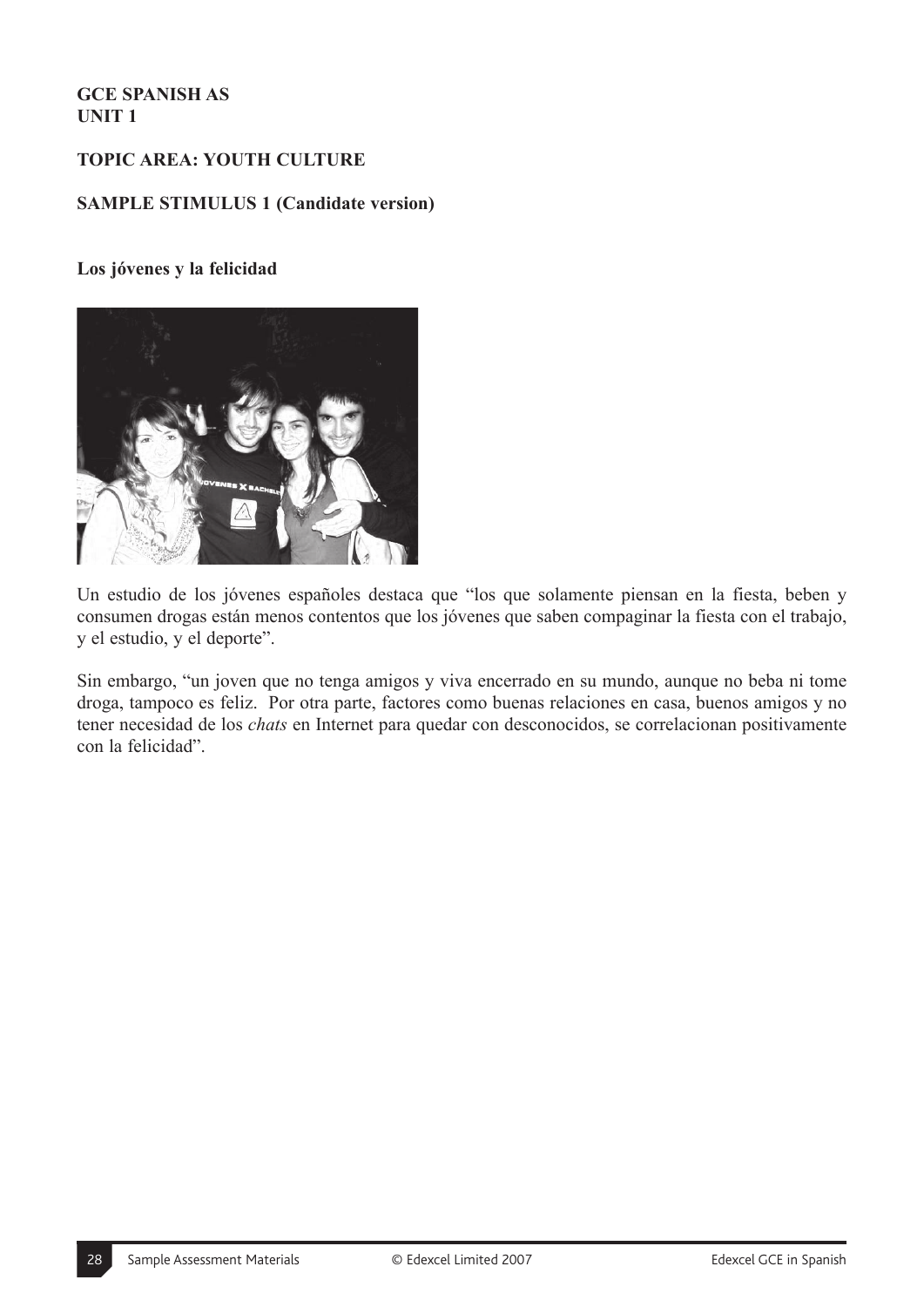**GCE SPANISH AS**
**UNIT 1**

**TOPIC AREA: YOUTH CULTURE**

**SAMPLE STIMULUS 1 (Candidate version)**

**Los jóvenes y la felicidad**

Un estudio de los jóvenes españoles destaca que "los que solamente piensan en la fiesta, beben y consumen drogas están menos contentos que los jóvenes que saben compaginar la fiesta con el trabajo, y el estudio, y el deporte".

Sin embargo, "un joven que no tenga amigos y viva encerrado en su mundo, aunque no beba ni tome droga, tampoco es feliz. Por otra parte, factores como buenas relaciones en casa, buenos amigos y no tener necesidad de los *chats* en Internet para quedar con desconocidos, se correlacionan positivamente con la felicidad".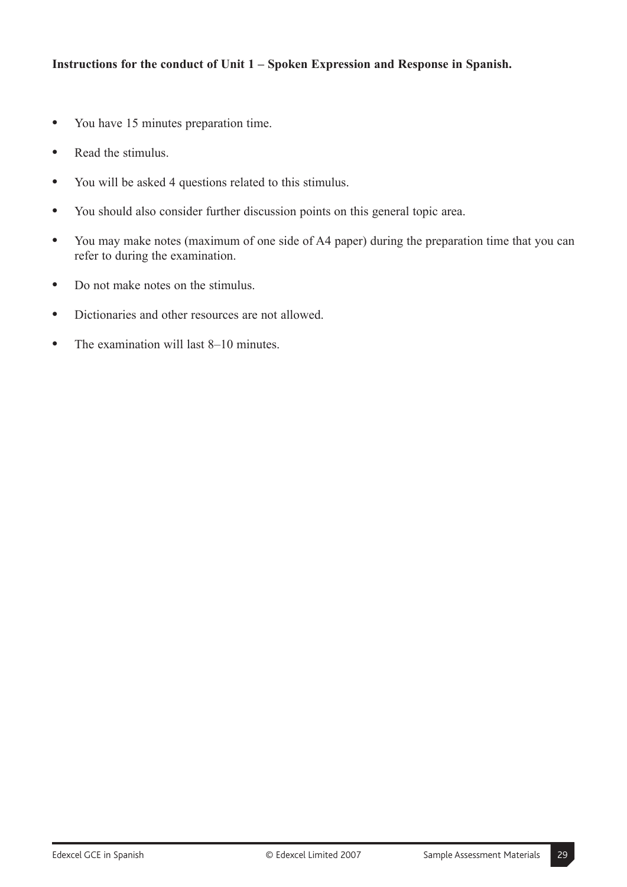**Instructions for the conduct of Unit 1 – Spoken Expression and Response in Spanish.**

- You have 15 minutes preparation time.
- Read the stimulus.
- You will be asked 4 questions related to this stimulus.
- You should also consider further discussion points on this general topic area.
- You may make notes (maximum of one side of A4 paper) during the preparation time that you can refer to during the examination.
- Do not make notes on the stimulus.
- Dictionaries and other resources are not allowed.
- The examination will last 8–10 minutes.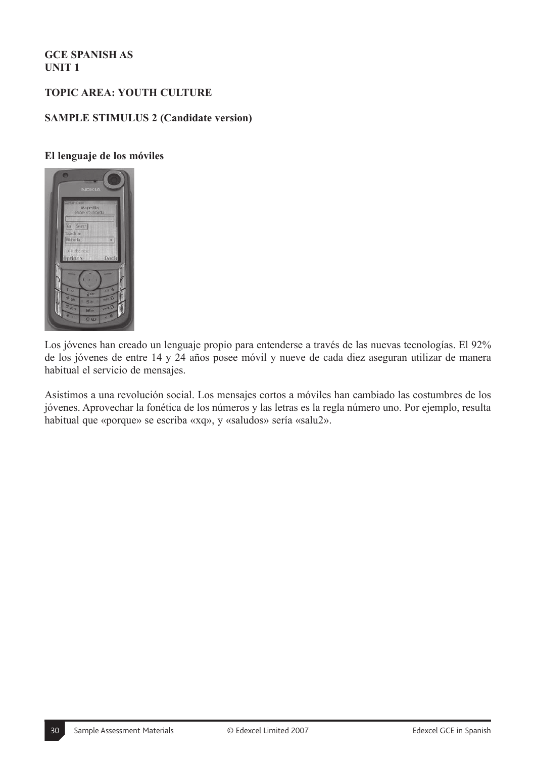**GCE SPANISH AS**
**UNIT 1**

**TOPIC AREA: YOUTH CULTURE**

**SAMPLE STIMULUS 2 (Candidate version)**

**El lenguaje de los móviles**

Los jóvenes han creado un lenguaje propio para entenderse a través de las nuevas tecnologías. El 92% de los jóvenes de entre 14 y 24 años posee móvil y nueve de cada diez aseguran utilizar de manera habitual el servicio de mensajes.

Asistimos a una revolución social. Los mensajes cortos a móviles han cambiado las costumbres de los jóvenes. Aprovechar la fonética de los números y las letras es la regla número uno. Por ejemplo, resulta habitual que «porque» se escriba «xq», y «saludos» sería «salu2».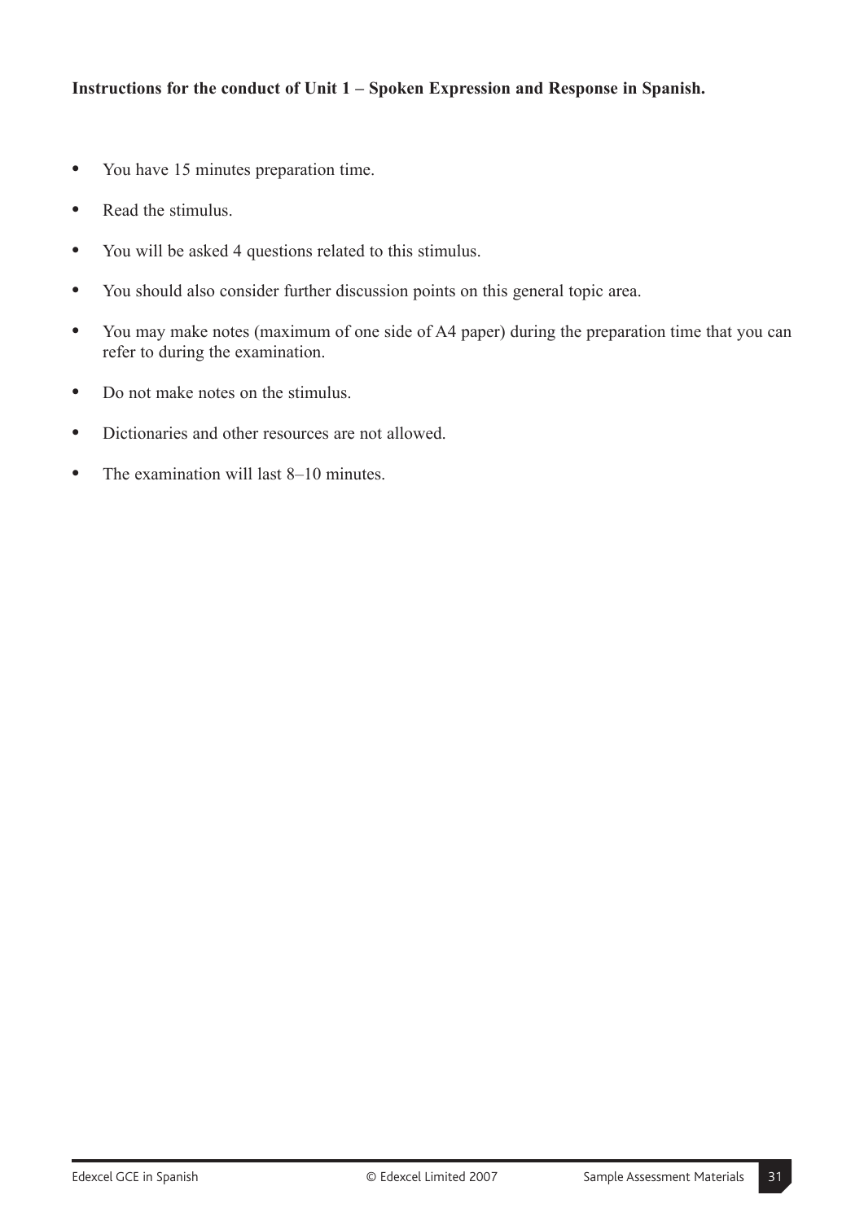**Instructions for the conduct of Unit 1 – Spoken Expression and Response in Spanish.**

- You have 15 minutes preparation time.
- Read the stimulus.
- You will be asked 4 questions related to this stimulus.
- You should also consider further discussion points on this general topic area.
- You may make notes (maximum of one side of A4 paper) during the preparation time that you can refer to during the examination.
- Do not make notes on the stimulus.
- Dictionaries and other resources are not allowed.
- The examination will last 8–10 minutes.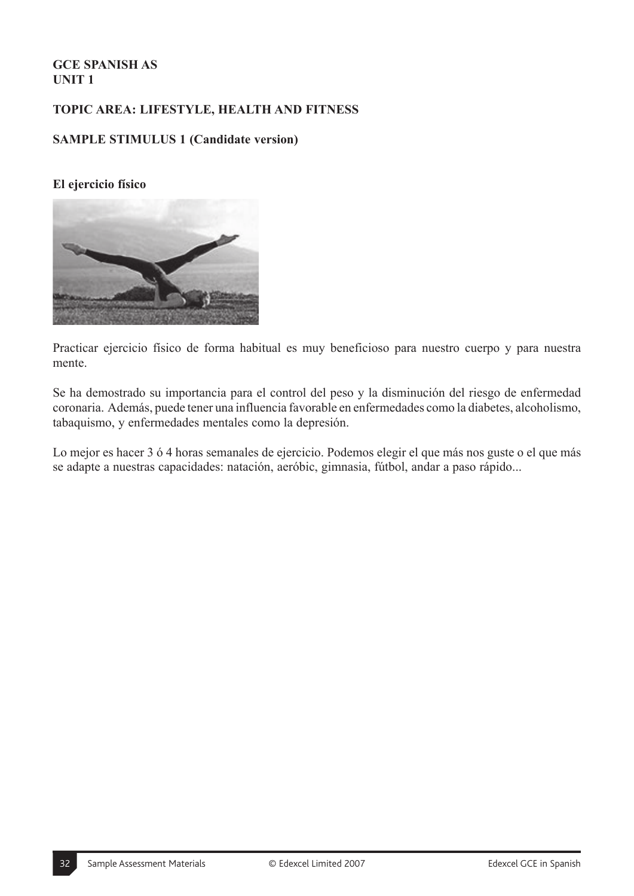**GCE SPANISH AS**
**UNIT 1**

**TOPIC AREA: LIFESTYLE, HEALTH AND FITNESS**

**SAMPLE STIMULUS 1 (Candidate version)**

**El ejercicio físico**

Practicar ejercicio físico de forma habitual es muy beneficioso para nuestro cuerpo y para nuestra mente.

Se ha demostrado su importancia para el control del peso y la disminución del riesgo de enfermedad coronaria. Además, puede tener una influencia favorable en enfermedades como la diabetes, alcoholismo, tabaquismo, y enfermedades mentales como la depresión.

Lo mejor es hacer 3 ó 4 horas semanales de ejercicio. Podemos elegir el que más nos guste o el que más se adapte a nuestras capacidades: natación, aeróbic, gimnasia, fútbol, andar a paso rápido...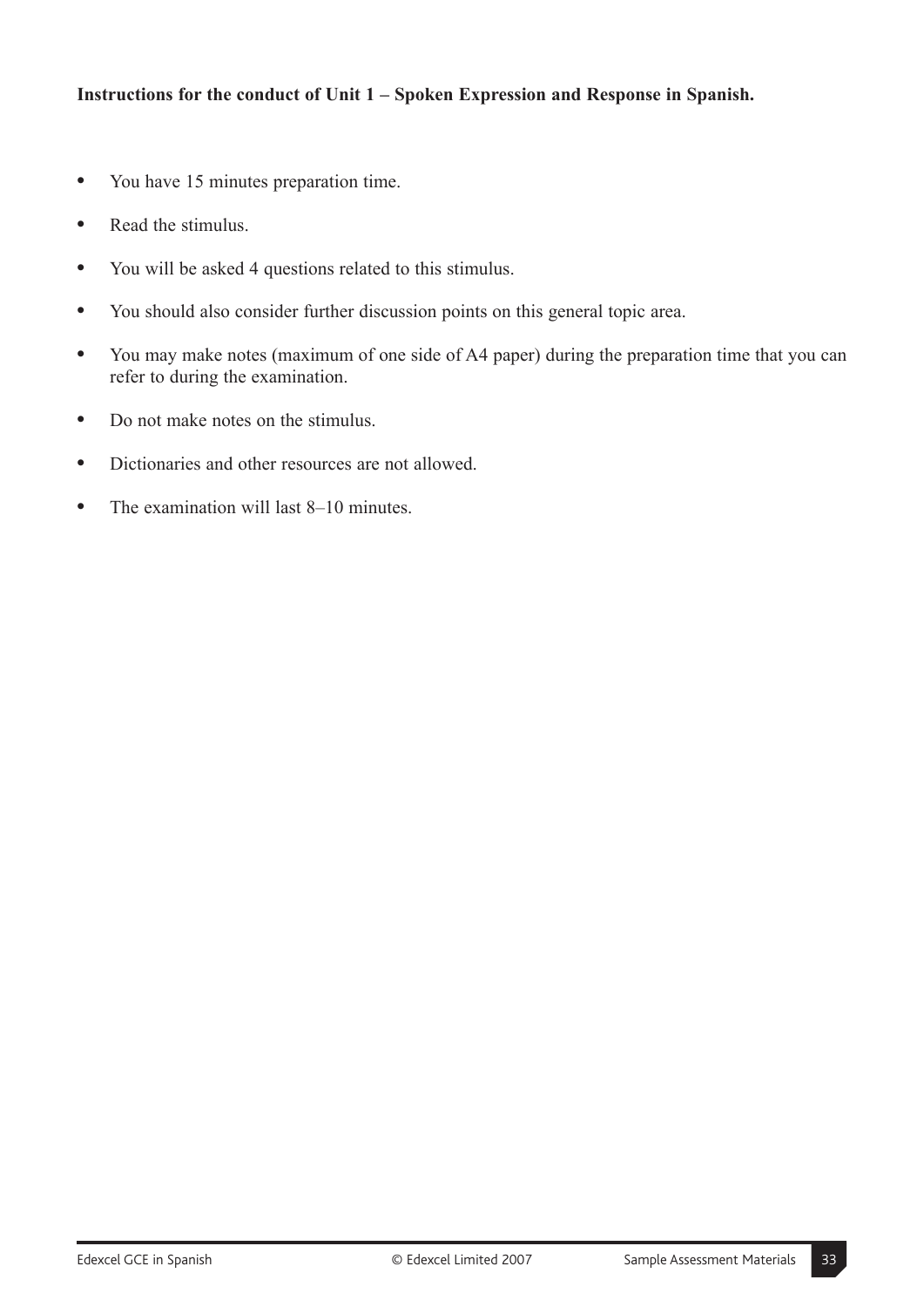**Instructions for the conduct of Unit 1 – Spoken Expression and Response in Spanish.**

- You have 15 minutes preparation time.
- Read the stimulus.
- You will be asked 4 questions related to this stimulus.
- You should also consider further discussion points on this general topic area.
- You may make notes (maximum of one side of A4 paper) during the preparation time that you can refer to during the examination.
- Do not make notes on the stimulus.
- Dictionaries and other resources are not allowed.
- The examination will last 8–10 minutes.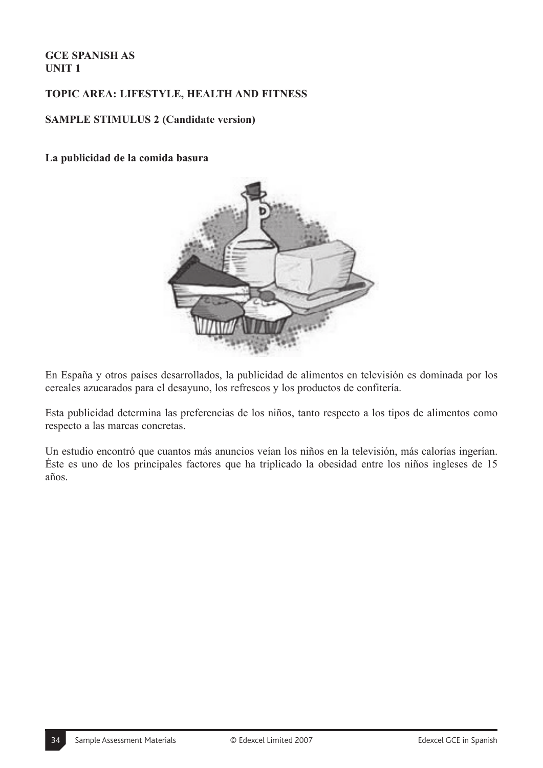**GCE SPANISH AS**
**UNIT 1**

**TOPIC AREA: LIFESTYLE, HEALTH AND FITNESS**

**SAMPLE STIMULUS 2 (Candidate version)**

**La publicidad de la comida basura**

En España y otros países desarrollados, la publicidad de alimentos en televisión es dominada por los cereales azucarados para el desayuno, los refrescos y los productos de confitería.

Esta publicidad determina las preferencias de los niños, tanto respecto a los tipos de alimentos como respecto a las marcas concretas.

Un estudio encontró que cuantos más anuncios veían los niños en la televisión, más calorías ingerían. Éste es uno de los principales factores que ha triplicado la obesidad entre los niños ingleses de 15 años.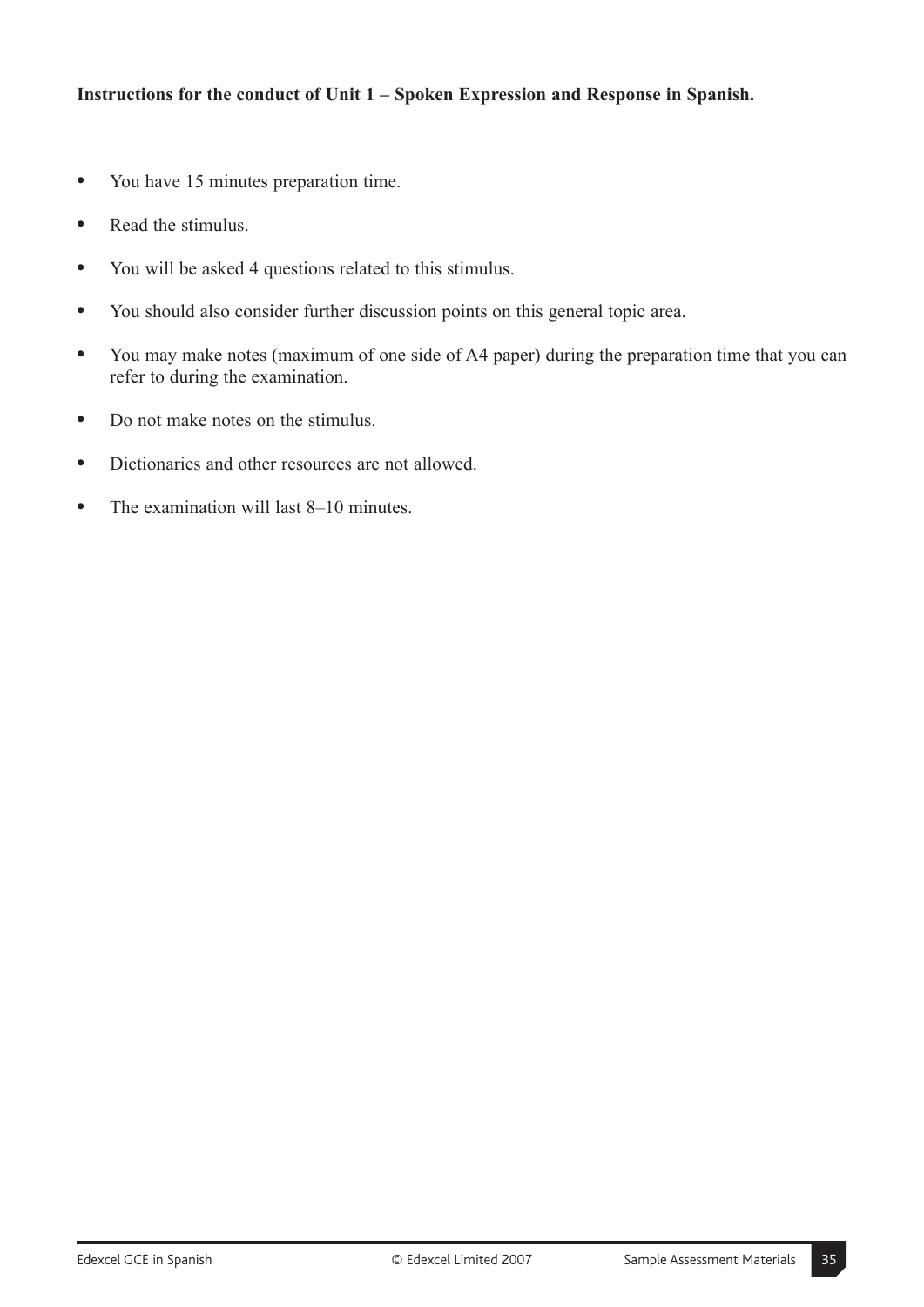**Instructions for the conduct of Unit 1 – Spoken Expression and Response in Spanish.**

- You have 15 minutes preparation time.
- Read the stimulus.
- You will be asked 4 questions related to this stimulus.
- You should also consider further discussion points on this general topic area.
- You may make notes (maximum of one side of A4 paper) during the preparation time that you can refer to during the examination.
- Do not make notes on the stimulus.
- Dictionaries and other resources are not allowed.
- The examination will last 8–10 minutes.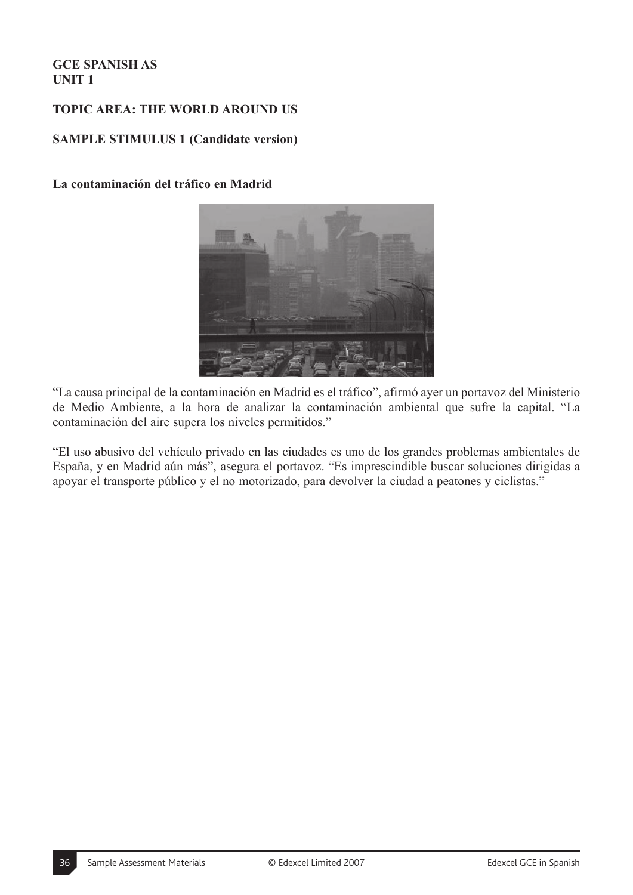**GCE SPANISH AS**
**UNIT 1**

**TOPIC AREA: THE WORLD AROUND US**

**SAMPLE STIMULUS 1 (Candidate version)**

**La contaminación del tráfico en Madrid**

"La causa principal de la contaminación en Madrid es el tráfico", afirmó ayer un portavoz del Ministerio de Medio Ambiente, a la hora de analizar la contaminación ambiental que sufre la capital. "La contaminación del aire supera los niveles permitidos."

"El uso abusivo del vehículo privado en las ciudades es uno de los grandes problemas ambientales de España, y en Madrid aún más", asegura el portavoz. "Es imprescindible buscar soluciones dirigidas a apoyar el transporte público y el no motorizado, para devolver la ciudad a peatones y ciclistas."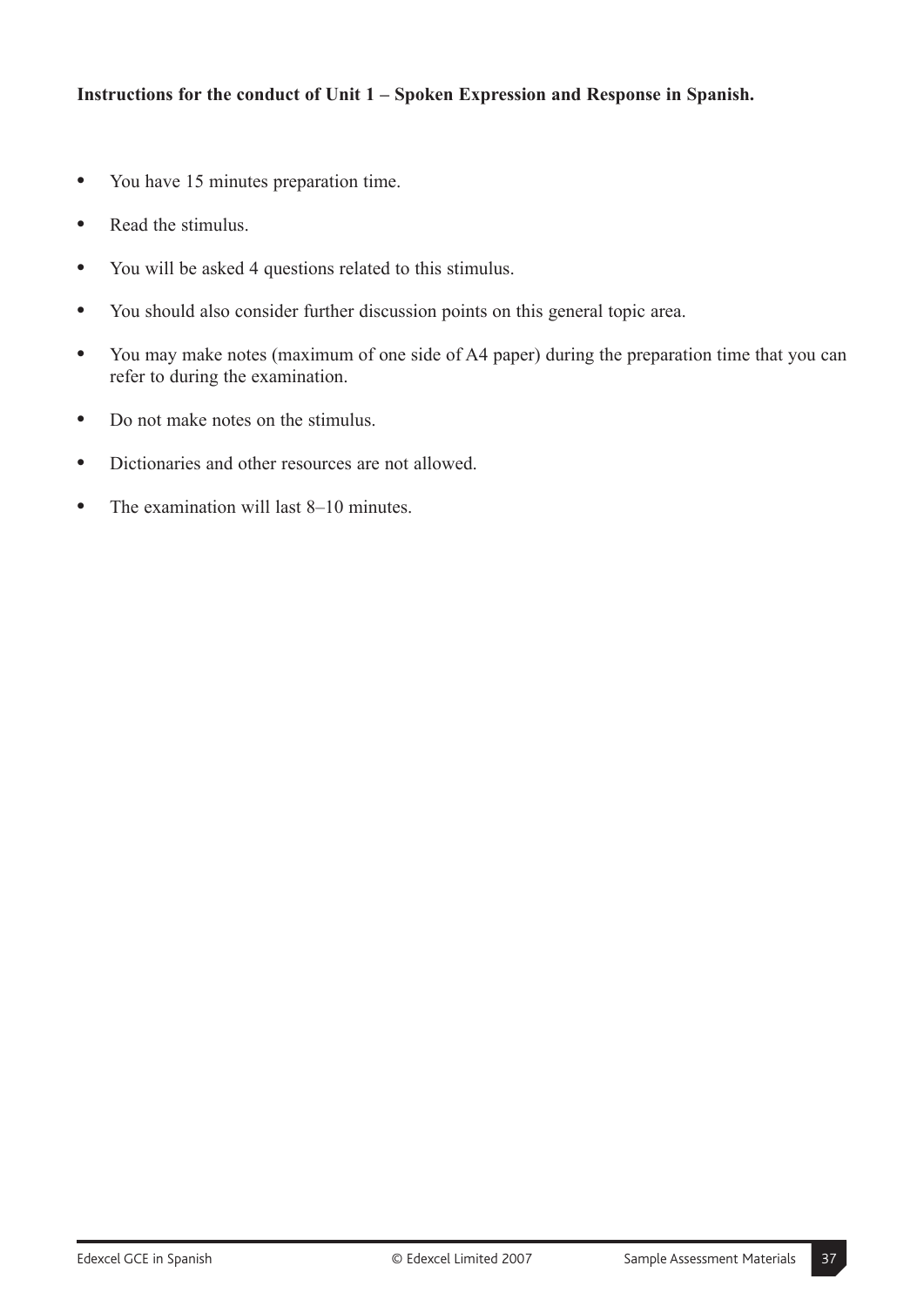**Instructions for the conduct of Unit 1 – Spoken Expression and Response in Spanish.**

- You have 15 minutes preparation time.
- Read the stimulus.
- You will be asked 4 questions related to this stimulus.
- You should also consider further discussion points on this general topic area.
- You may make notes (maximum of one side of A4 paper) during the preparation time that you can refer to during the examination.
- Do not make notes on the stimulus.
- Dictionaries and other resources are not allowed.
- The examination will last 8–10 minutes.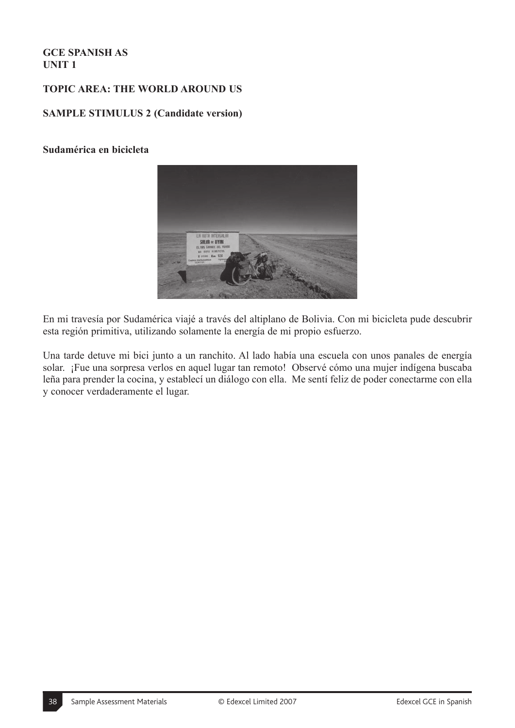**GCE SPANISH AS**
**UNIT 1**

**TOPIC AREA: THE WORLD AROUND US**

**SAMPLE STIMULUS 2 (Candidate version)**

**Sudamérica en bicicleta**

En mi travesía por Sudamérica viajé a través del altiplano de Bolivia. Con mi bicicleta pude descubrir esta región primitiva, utilizando solamente la energía de mi propio esfuerzo.

Una tarde detuve mi bici junto a un ranchito. Al lado había una escuela con unos panales de energía solar. ¡Fue una sorpresa verlos en aquel lugar tan remoto! Observé cómo una mujer indígena buscaba leña para prender la cocina, y establecí un diálogo con ella. Me sentí feliz de poder conectarme con ella y conocer verdaderamente el lugar.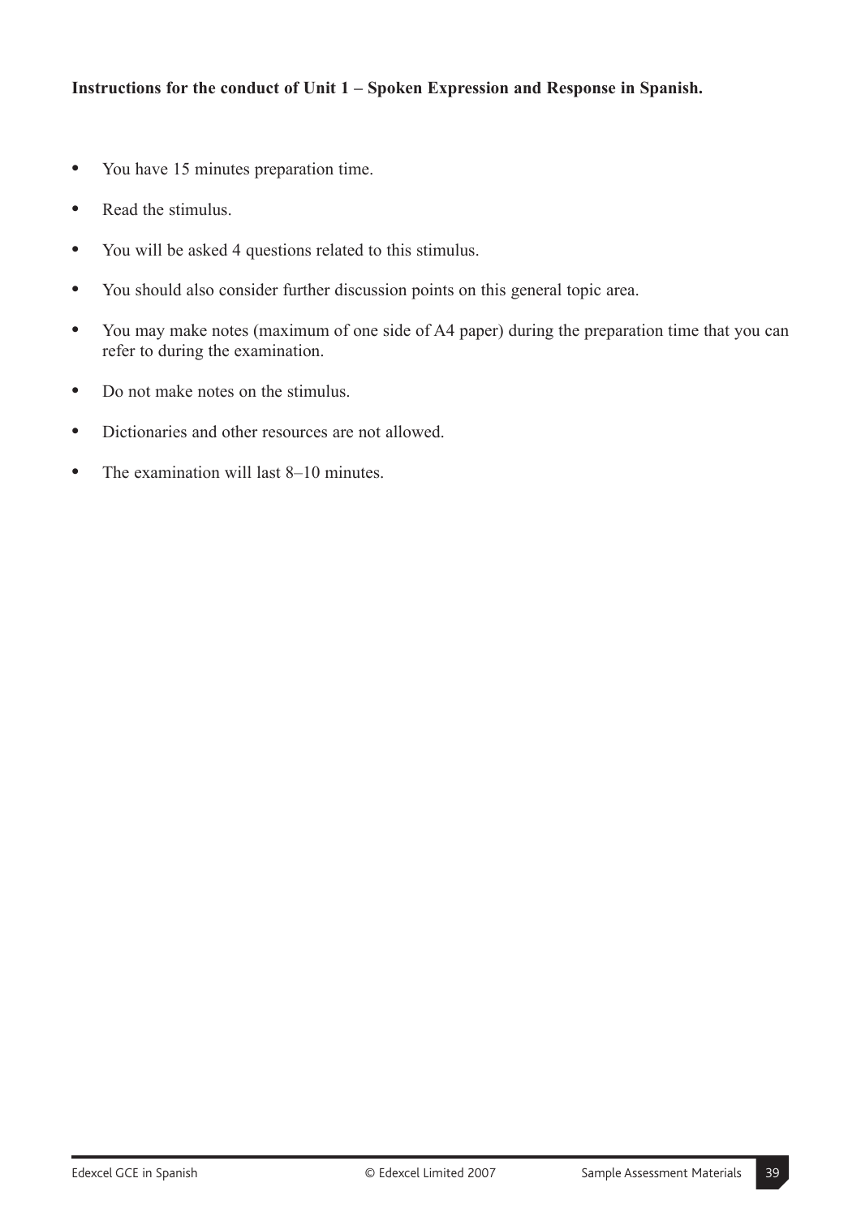**Instructions for the conduct of Unit 1 – Spoken Expression and Response in Spanish.**

- You have 15 minutes preparation time.
- Read the stimulus.
- You will be asked 4 questions related to this stimulus.
- You should also consider further discussion points on this general topic area.
- You may make notes (maximum of one side of A4 paper) during the preparation time that you can refer to during the examination.
- Do not make notes on the stimulus.
- Dictionaries and other resources are not allowed.
- The examination will last 8–10 minutes.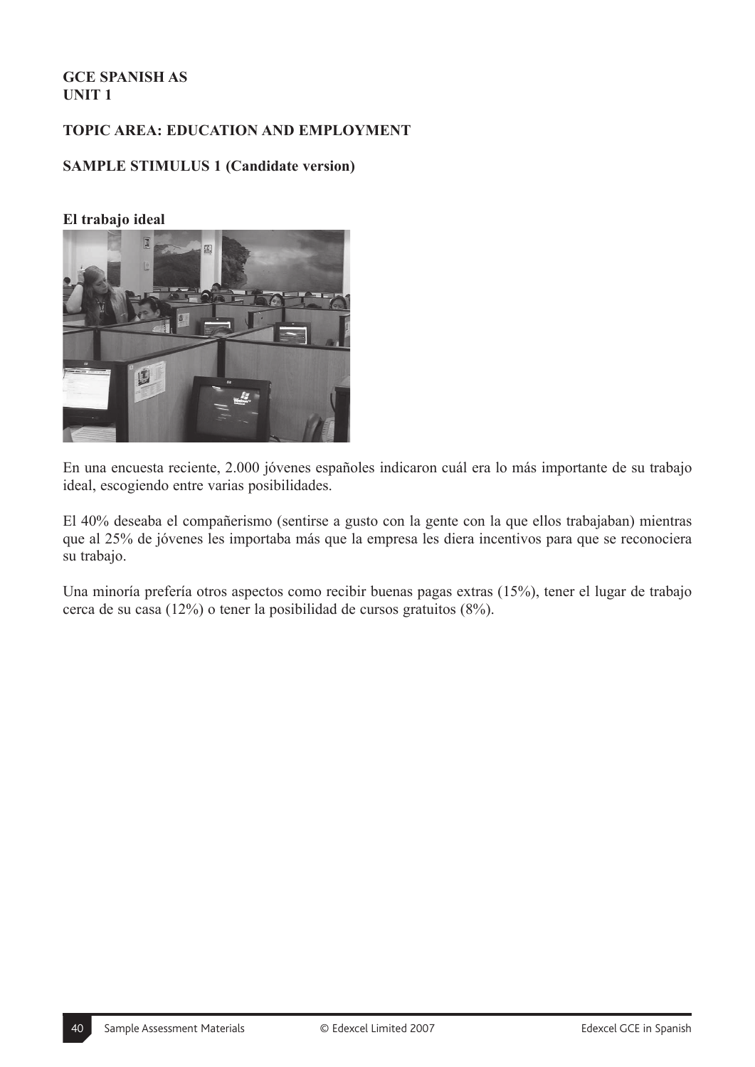**GCE SPANISH AS**
**UNIT 1**

**TOPIC AREA: EDUCATION AND EMPLOYMENT**

**SAMPLE STIMULUS 1 (Candidate version)**

**El trabajo ideal**

En una encuesta reciente, 2.000 jóvenes españoles indicaron cuál era lo más importante de su trabajo ideal, escogiendo entre varias posibilidades.

El 40% deseaba el compañerismo (sentirse a gusto con la gente con la que ellos trabajaban) mientras que al 25% de jóvenes les importaba más que la empresa les diera incentivos para que se reconociera su trabajo.

Una minoría prefería otros aspectos como recibir buenas pagas extras (15%), tener el lugar de trabajo cerca de su casa (12%) o tener la posibilidad de cursos gratuitos (8%).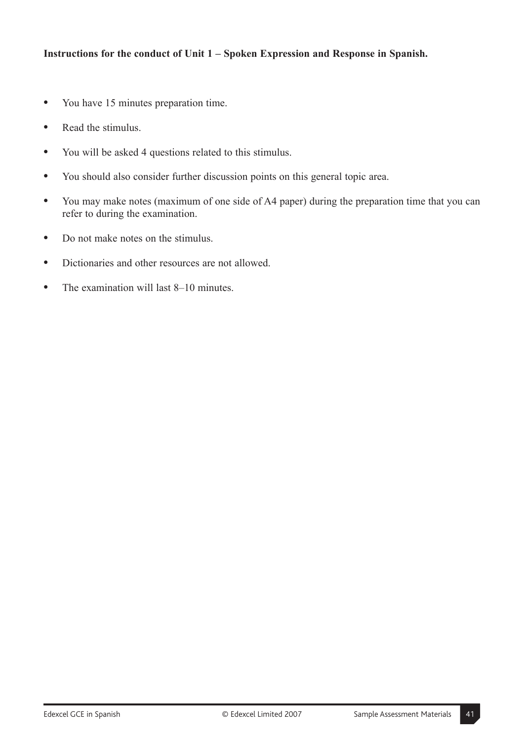**Instructions for the conduct of Unit 1 – Spoken Expression and Response in Spanish.**

- You have 15 minutes preparation time.
- Read the stimulus.
- You will be asked 4 questions related to this stimulus.
- You should also consider further discussion points on this general topic area.
- You may make notes (maximum of one side of A4 paper) during the preparation time that you can refer to during the examination.
- Do not make notes on the stimulus.
- Dictionaries and other resources are not allowed.
- The examination will last 8–10 minutes.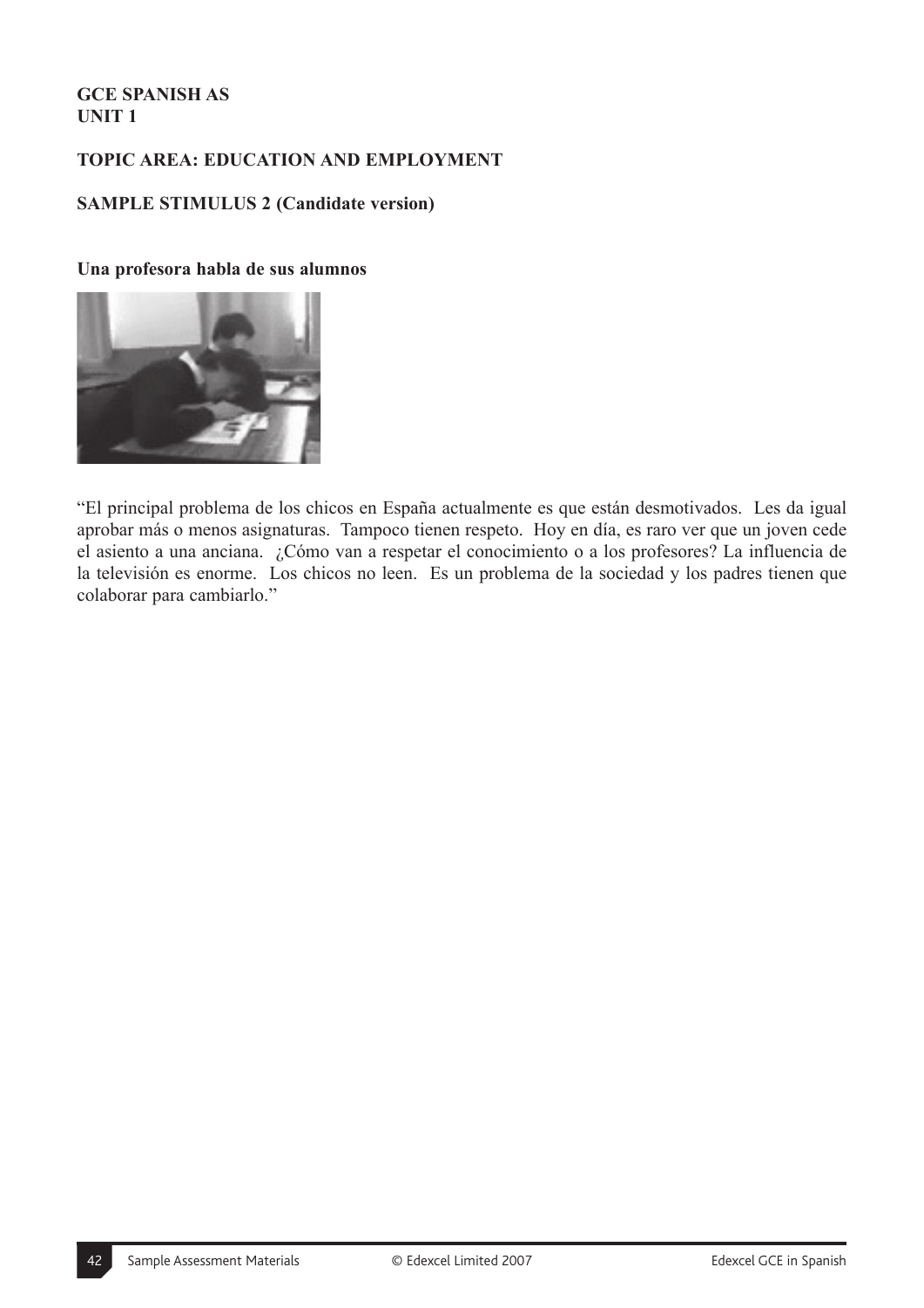**GCE SPANISH AS**
**UNIT 1**

**TOPIC AREA: EDUCATION AND EMPLOYMENT**

**SAMPLE STIMULUS 2 (Candidate version)**

**Una profesora habla de sus alumnos**

"El principal problema de los chicos en España actualmente es que están desmotivados. Les da igual aprobar más o menos asignaturas. Tampoco tienen respeto. Hoy en día, es raro ver que un joven cede el asiento a una anciana. ¿Cómo van a respetar el conocimiento o a los profesores? La influencia de la televisión es enorme. Los chicos no leen. Es un problema de la sociedad y los padres tienen que colaborar para cambiarlo."